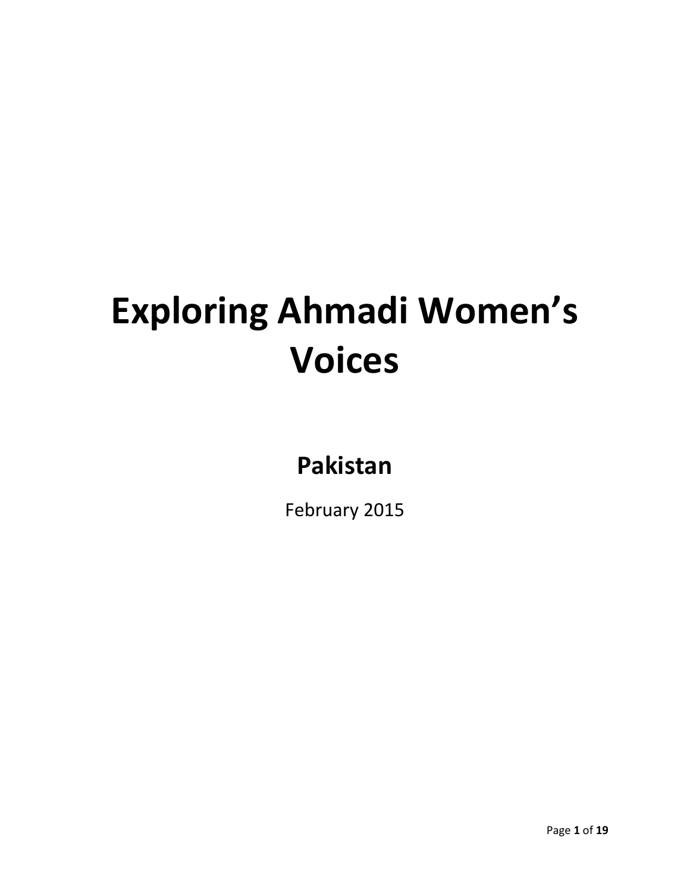# Exploring Ahmadi Women's Voices

## Pakistan

February 2015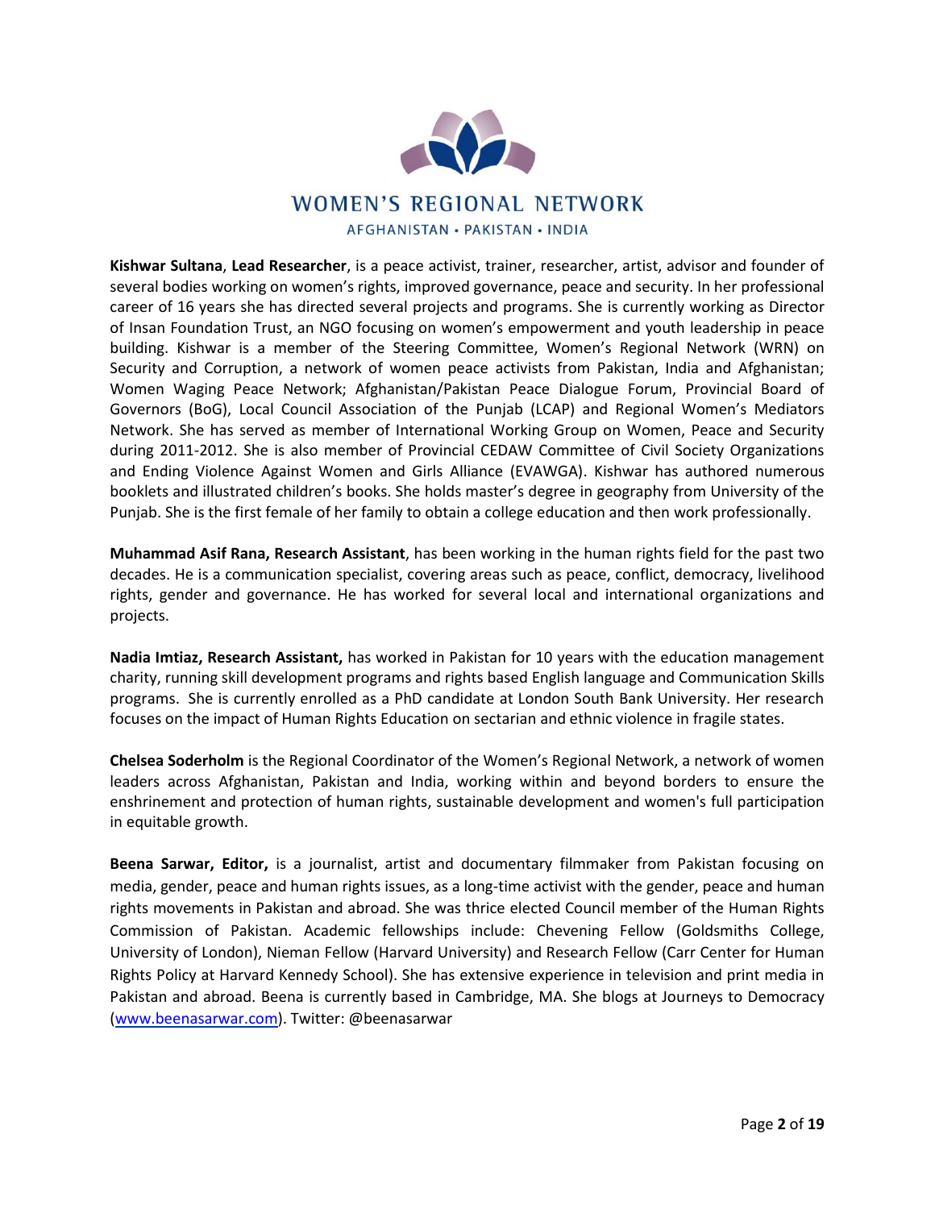WOMEN'S REGIONAL NETWORK

AFGHANISTAN • PAKISTAN • INDIA

**Kishwar Sultana**, **Lead Researcher**, is a peace activist, trainer, researcher, artist, advisor and founder of several bodies working on women's rights, improved governance, peace and security. In her professional career of 16 years she has directed several projects and programs. She is currently working as Director of Insan Foundation Trust, an NGO focusing on women's empowerment and youth leadership in peace building. Kishwar is a member of the Steering Committee, Women's Regional Network (WRN) on Security and Corruption, a network of women peace activists from Pakistan, India and Afghanistan; Women Waging Peace Network; Afghanistan/Pakistan Peace Dialogue Forum, Provincial Board of Governors (BoG), Local Council Association of the Punjab (LCAP) and Regional Women's Mediators Network. She has served as member of International Working Group on Women, Peace and Security during 2011-2012. She is also member of Provincial CEDAW Committee of Civil Society Organizations and Ending Violence Against Women and Girls Alliance (EVAWGA). Kishwar has authored numerous booklets and illustrated children's books. She holds master's degree in geography from University of the Punjab. She is the first female of her family to obtain a college education and then work professionally.

**Muhammad Asif Rana, Research Assistant**, has been working in the human rights field for the past two decades. He is a communication specialist, covering areas such as peace, conflict, democracy, livelihood rights, gender and governance. He has worked for several local and international organizations and projects.

**Nadia Imtiaz, Research Assistant,** has worked in Pakistan for 10 years with the education management charity, running skill development programs and rights based English language and Communication Skills programs. She is currently enrolled as a PhD candidate at London South Bank University. Her research focuses on the impact of Human Rights Education on sectarian and ethnic violence in fragile states.

**Chelsea Soderholm** is the Regional Coordinator of the Women's Regional Network, a network of women leaders across Afghanistan, Pakistan and India, working within and beyond borders to ensure the enshrinement and protection of human rights, sustainable development and women's full participation in equitable growth.

**Beena Sarwar, Editor,** is a journalist, artist and documentary filmmaker from Pakistan focusing on media, gender, peace and human rights issues, as a long-time activist with the gender, peace and human rights movements in Pakistan and abroad. She was thrice elected Council member of the Human Rights Commission of Pakistan. Academic fellowships include: Chevening Fellow (Goldsmiths College, University of London), Nieman Fellow (Harvard University) and Research Fellow (Carr Center for Human Rights Policy at Harvard Kennedy School). She has extensive experience in television and print media in Pakistan and abroad. Beena is currently based in Cambridge, MA. She blogs at Journeys to Democracy (www.beenasarwar.com). Twitter: @beenasarwar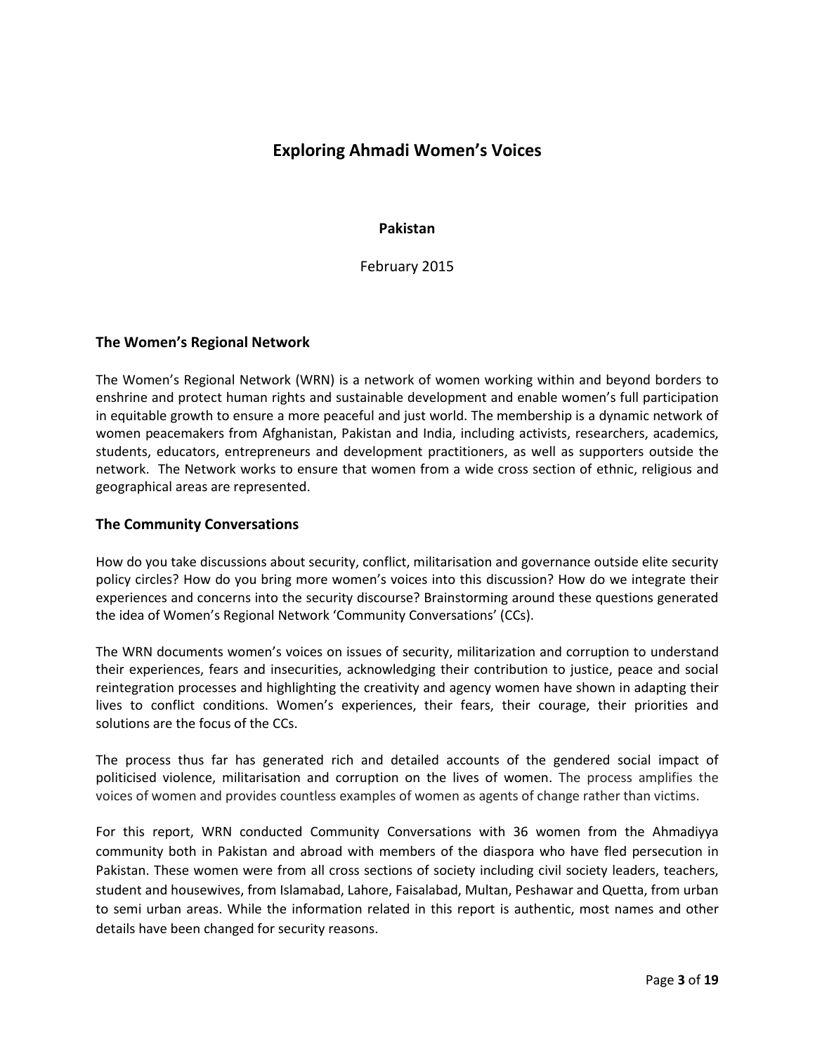# Exploring Ahmadi Women's Voices

**Pakistan**

February 2015

## The Women's Regional Network

The Women's Regional Network (WRN) is a network of women working within and beyond borders to enshrine and protect human rights and sustainable development and enable women's full participation in equitable growth to ensure a more peaceful and just world. The membership is a dynamic network of women peacemakers from Afghanistan, Pakistan and India, including activists, researchers, academics, students, educators, entrepreneurs and development practitioners, as well as supporters outside the network. The Network works to ensure that women from a wide cross section of ethnic, religious and geographical areas are represented.

## The Community Conversations

How do you take discussions about security, conflict, militarisation and governance outside elite security policy circles? How do you bring more women's voices into this discussion? How do we integrate their experiences and concerns into the security discourse? Brainstorming around these questions generated the idea of Women's Regional Network 'Community Conversations' (CCs).

The WRN documents women's voices on issues of security, militarization and corruption to understand their experiences, fears and insecurities, acknowledging their contribution to justice, peace and social reintegration processes and highlighting the creativity and agency women have shown in adapting their lives to conflict conditions. Women's experiences, their fears, their courage, their priorities and solutions are the focus of the CCs.

The process thus far has generated rich and detailed accounts of the gendered social impact of politicised violence, militarisation and corruption on the lives of women. The process amplifies the voices of women and provides countless examples of women as agents of change rather than victims.

For this report, WRN conducted Community Conversations with 36 women from the Ahmadiyya community both in Pakistan and abroad with members of the diaspora who have fled persecution in Pakistan. These women were from all cross sections of society including civil society leaders, teachers, student and housewives, from Islamabad, Lahore, Faisalabad, Multan, Peshawar and Quetta, from urban to semi urban areas. While the information related in this report is authentic, most names and other details have been changed for security reasons.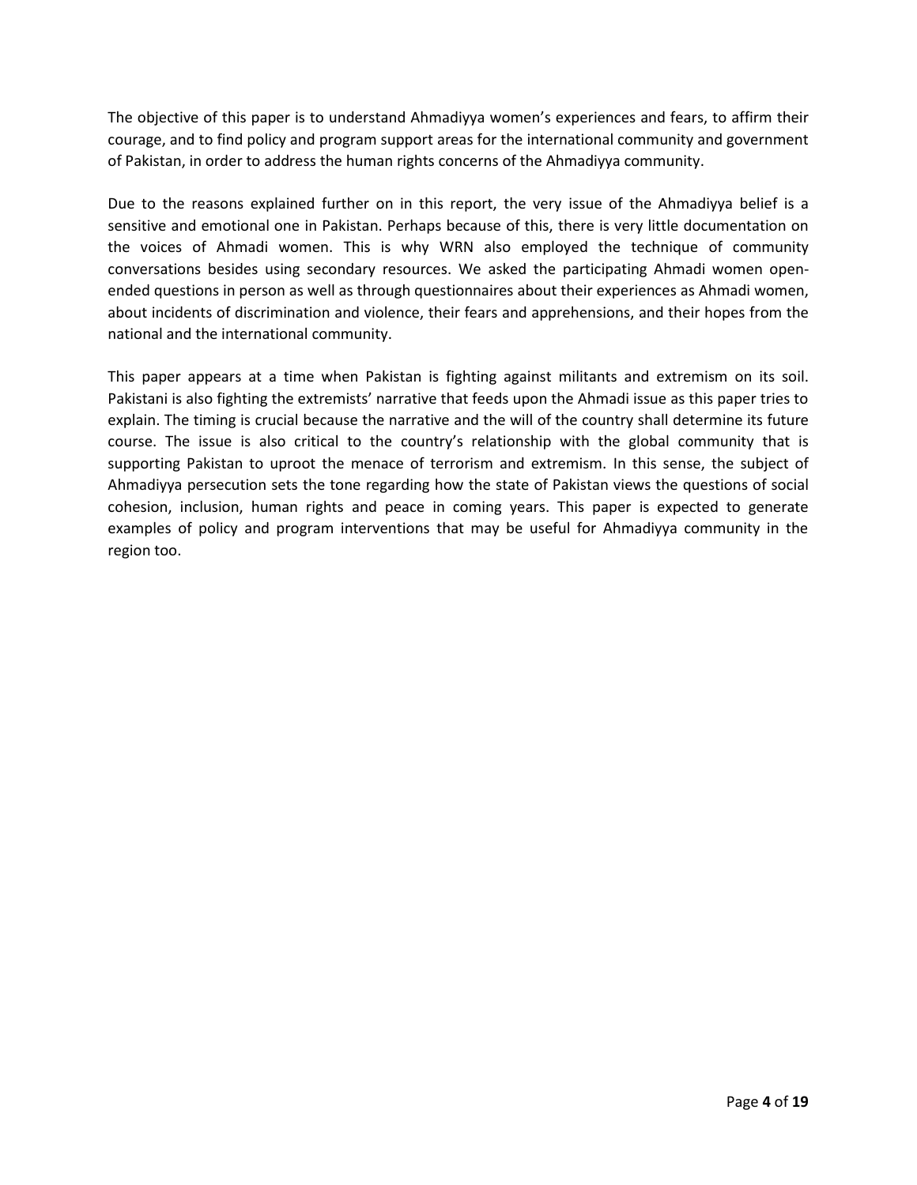The objective of this paper is to understand Ahmadiyya women's experiences and fears, to affirm their courage, and to find policy and program support areas for the international community and government of Pakistan, in order to address the human rights concerns of the Ahmadiyya community.

Due to the reasons explained further on in this report, the very issue of the Ahmadiyya belief is a sensitive and emotional one in Pakistan. Perhaps because of this, there is very little documentation on the voices of Ahmadi women. This is why WRN also employed the technique of community conversations besides using secondary resources. We asked the participating Ahmadi women open-ended questions in person as well as through questionnaires about their experiences as Ahmadi women, about incidents of discrimination and violence, their fears and apprehensions, and their hopes from the national and the international community.

This paper appears at a time when Pakistan is fighting against militants and extremism on its soil. Pakistani is also fighting the extremists' narrative that feeds upon the Ahmadi issue as this paper tries to explain. The timing is crucial because the narrative and the will of the country shall determine its future course. The issue is also critical to the country's relationship with the global community that is supporting Pakistan to uproot the menace of terrorism and extremism. In this sense, the subject of Ahmadiyya persecution sets the tone regarding how the state of Pakistan views the questions of social cohesion, inclusion, human rights and peace in coming years. This paper is expected to generate examples of policy and program interventions that may be useful for Ahmadiyya community in the region too.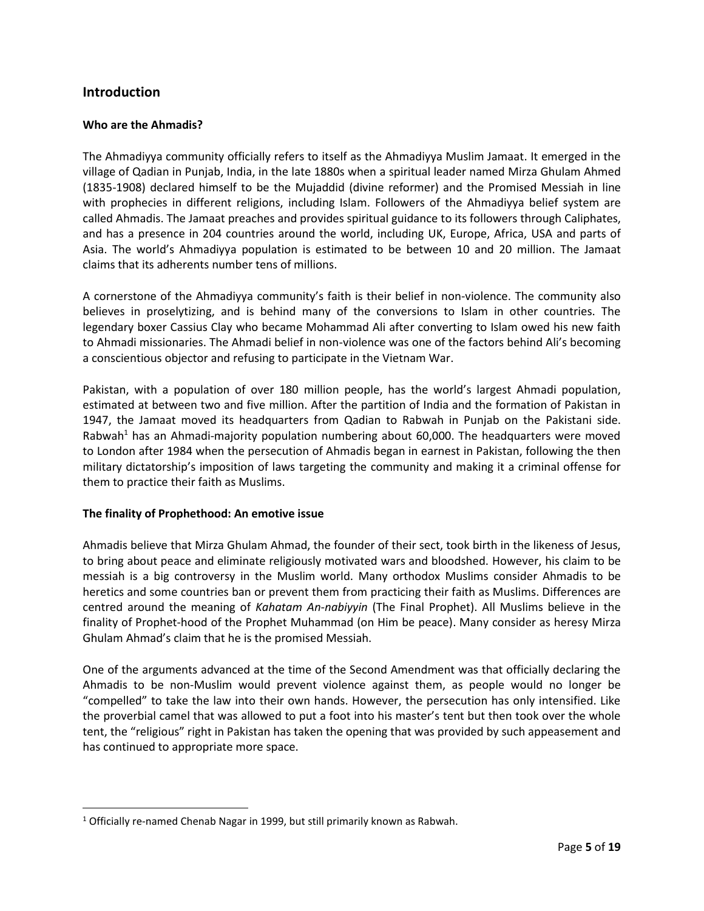## Introduction

### Who are the Ahmadis?

The Ahmadiyya community officially refers to itself as the Ahmadiyya Muslim Jamaat. It emerged in the village of Qadian in Punjab, India, in the late 1880s when a spiritual leader named Mirza Ghulam Ahmed (1835-1908) declared himself to be the Mujaddid (divine reformer) and the Promised Messiah in line with prophecies in different religions, including Islam. Followers of the Ahmadiyya belief system are called Ahmadis. The Jamaat preaches and provides spiritual guidance to its followers through Caliphates, and has a presence in 204 countries around the world, including UK, Europe, Africa, USA and parts of Asia. The world's Ahmadiyya population is estimated to be between 10 and 20 million. The Jamaat claims that its adherents number tens of millions.

A cornerstone of the Ahmadiyya community's faith is their belief in non-violence. The community also believes in proselytizing, and is behind many of the conversions to Islam in other countries. The legendary boxer Cassius Clay who became Mohammad Ali after converting to Islam owed his new faith to Ahmadi missionaries. The Ahmadi belief in non-violence was one of the factors behind Ali's becoming a conscientious objector and refusing to participate in the Vietnam War.

Pakistan, with a population of over 180 million people, has the world's largest Ahmadi population, estimated at between two and five million. After the partition of India and the formation of Pakistan in 1947, the Jamaat moved its headquarters from Qadian to Rabwah in Punjab on the Pakistani side. Rabwah[1] has an Ahmadi-majority population numbering about 60,000. The headquarters were moved to London after 1984 when the persecution of Ahmadis began in earnest in Pakistan, following the then military dictatorship's imposition of laws targeting the community and making it a criminal offense for them to practice their faith as Muslims.

### The finality of Prophethood: An emotive issue

Ahmadis believe that Mirza Ghulam Ahmad, the founder of their sect, took birth in the likeness of Jesus, to bring about peace and eliminate religiously motivated wars and bloodshed. However, his claim to be messiah is a big controversy in the Muslim world. Many orthodox Muslims consider Ahmadis to be heretics and some countries ban or prevent them from practicing their faith as Muslims. Differences are centred around the meaning of *Kahatam An-nabiyyin* (The Final Prophet). All Muslims believe in the finality of Prophet-hood of the Prophet Muhammad (on Him be peace). Many consider as heresy Mirza Ghulam Ahmad's claim that he is the promised Messiah.

One of the arguments advanced at the time of the Second Amendment was that officially declaring the Ahmadis to be non-Muslim would prevent violence against them, as people would no longer be "compelled" to take the law into their own hands. However, the persecution has only intensified. Like the proverbial camel that was allowed to put a foot into his master's tent but then took over the whole tent, the "religious" right in Pakistan has taken the opening that was provided by such appeasement and has continued to appropriate more space.

[1] Officially re-named Chenab Nagar in 1999, but still primarily known as Rabwah.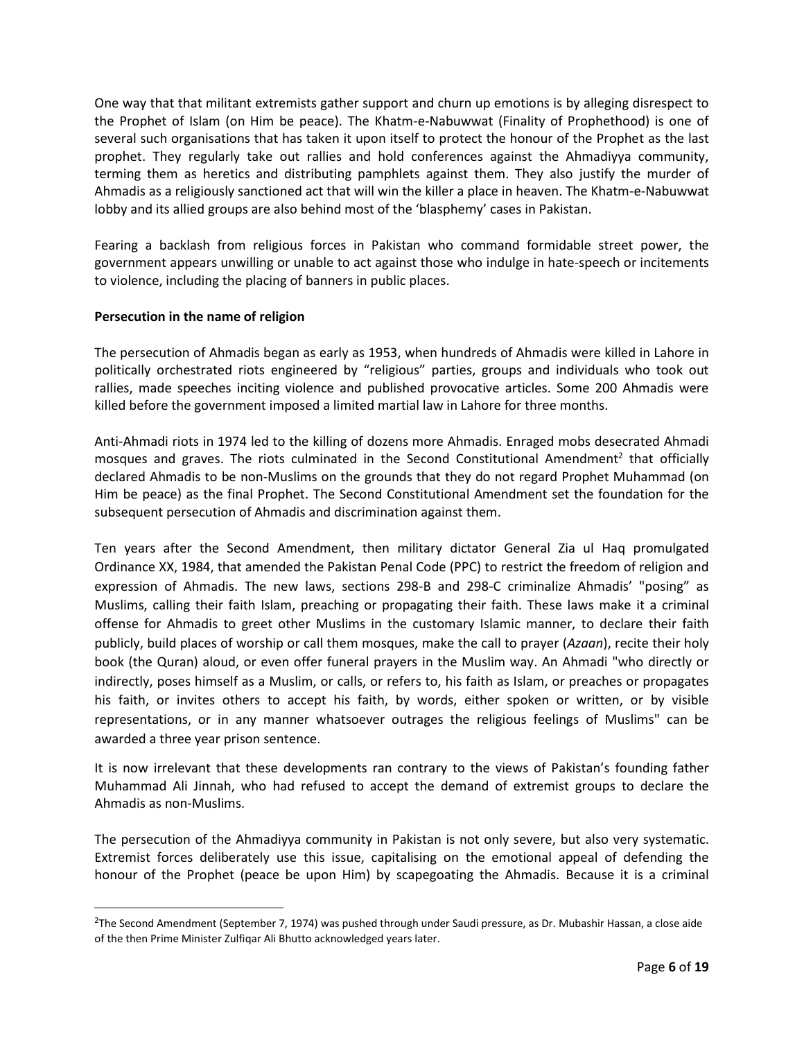One way that that militant extremists gather support and churn up emotions is by alleging disrespect to the Prophet of Islam (on Him be peace). The Khatm-e-Nabuwwat (Finality of Prophethood) is one of several such organisations that has taken it upon itself to protect the honour of the Prophet as the last prophet. They regularly take out rallies and hold conferences against the Ahmadiyya community, terming them as heretics and distributing pamphlets against them. They also justify the murder of Ahmadis as a religiously sanctioned act that will win the killer a place in heaven. The Khatm-e-Nabuwwat lobby and its allied groups are also behind most of the 'blasphemy' cases in Pakistan.

Fearing a backlash from religious forces in Pakistan who command formidable street power, the government appears unwilling or unable to act against those who indulge in hate-speech or incitements to violence, including the placing of banners in public places.

**Persecution in the name of religion**

The persecution of Ahmadis began as early as 1953, when hundreds of Ahmadis were killed in Lahore in politically orchestrated riots engineered by "religious" parties, groups and individuals who took out rallies, made speeches inciting violence and published provocative articles. Some 200 Ahmadis were killed before the government imposed a limited martial law in Lahore for three months.

Anti-Ahmadi riots in 1974 led to the killing of dozens more Ahmadis. Enraged mobs desecrated Ahmadi mosques and graves. The riots culminated in the Second Constitutional Amendment[2] that officially declared Ahmadis to be non-Muslims on the grounds that they do not regard Prophet Muhammad (on Him be peace) as the final Prophet. The Second Constitutional Amendment set the foundation for the subsequent persecution of Ahmadis and discrimination against them.

Ten years after the Second Amendment, then military dictator General Zia ul Haq promulgated Ordinance XX, 1984, that amended the Pakistan Penal Code (PPC) to restrict the freedom of religion and expression of Ahmadis. The new laws, sections 298-B and 298-C criminalize Ahmadis' "posing" as Muslims, calling their faith Islam, preaching or propagating their faith. These laws make it a criminal offense for Ahmadis to greet other Muslims in the customary Islamic manner, to declare their faith publicly, build places of worship or call them mosques, make the call to prayer (*Azaan*), recite their holy book (the Quran) aloud, or even offer funeral prayers in the Muslim way. An Ahmadi "who directly or indirectly, poses himself as a Muslim, or calls, or refers to, his faith as Islam, or preaches or propagates his faith, or invites others to accept his faith, by words, either spoken or written, or by visible representations, or in any manner whatsoever outrages the religious feelings of Muslims" can be awarded a three year prison sentence.

It is now irrelevant that these developments ran contrary to the views of Pakistan's founding father Muhammad Ali Jinnah, who had refused to accept the demand of extremist groups to declare the Ahmadis as non-Muslims.

The persecution of the Ahmadiyya community in Pakistan is not only severe, but also very systematic. Extremist forces deliberately use this issue, capitalising on the emotional appeal of defending the honour of the Prophet (peace be upon Him) by scapegoating the Ahmadis. Because it is a criminal

---

[2] The Second Amendment (September 7, 1974) was pushed through under Saudi pressure, as Dr. Mubashir Hassan, a close aide of the then Prime Minister Zulfiqar Ali Bhutto acknowledged years later.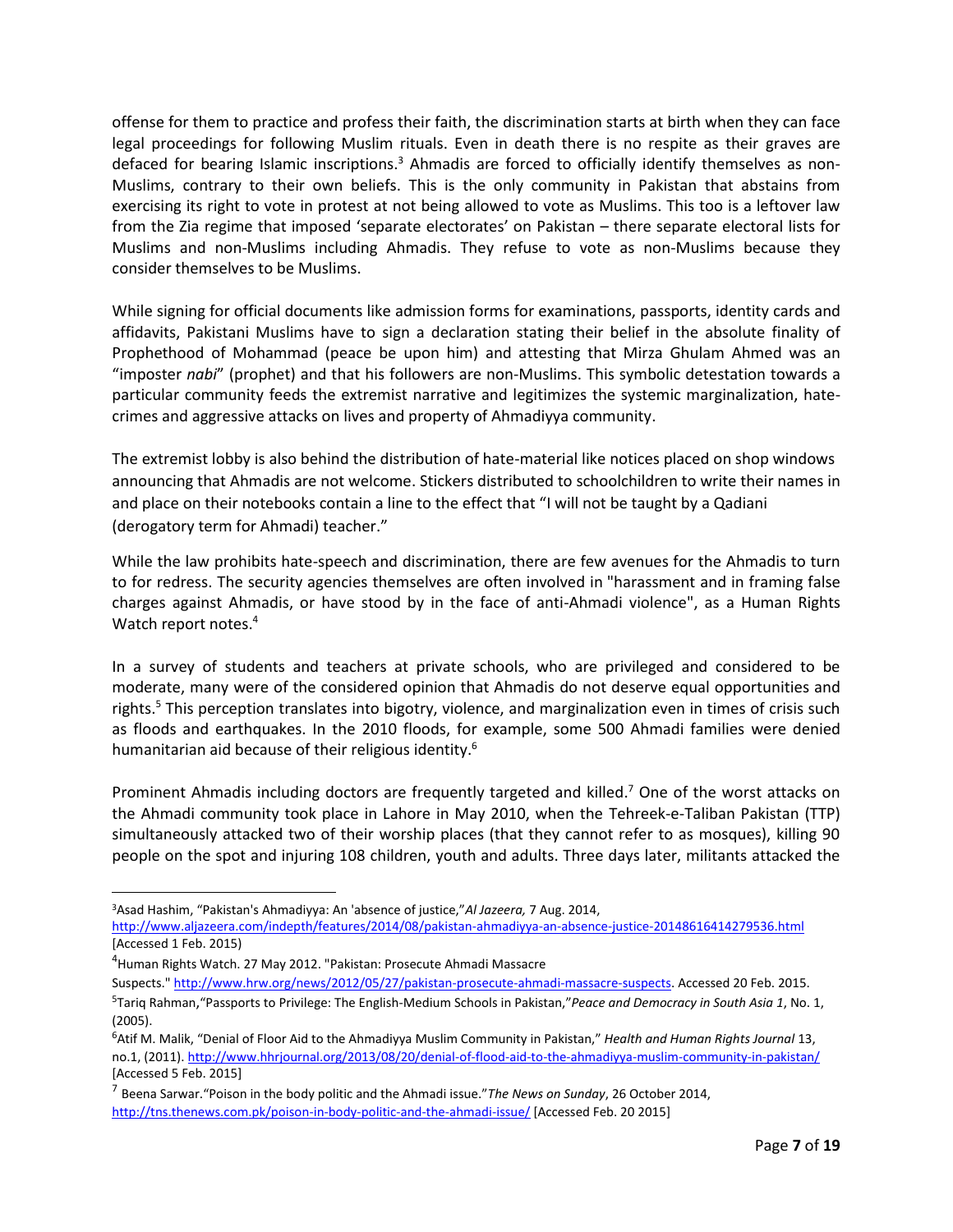offense for them to practice and profess their faith, the discrimination starts at birth when they can face legal proceedings for following Muslim rituals. Even in death there is no respite as their graves are defaced for bearing Islamic inscriptions.[3] Ahmadis are forced to officially identify themselves as non-Muslims, contrary to their own beliefs. This is the only community in Pakistan that abstains from exercising its right to vote in protest at not being allowed to vote as Muslims. This too is a leftover law from the Zia regime that imposed 'separate electorates' on Pakistan – there separate electoral lists for Muslims and non-Muslims including Ahmadis. They refuse to vote as non-Muslims because they consider themselves to be Muslims.

While signing for official documents like admission forms for examinations, passports, identity cards and affidavits, Pakistani Muslims have to sign a declaration stating their belief in the absolute finality of Prophethood of Mohammad (peace be upon him) and attesting that Mirza Ghulam Ahmed was an "imposter *nabi*" (prophet) and that his followers are non-Muslims. This symbolic detestation towards a particular community feeds the extremist narrative and legitimizes the systemic marginalization, hate-crimes and aggressive attacks on lives and property of Ahmadiyya community.

The extremist lobby is also behind the distribution of hate-material like notices placed on shop windows announcing that Ahmadis are not welcome. Stickers distributed to schoolchildren to write their names in and place on their notebooks contain a line to the effect that "I will not be taught by a Qadiani (derogatory term for Ahmadi) teacher."

While the law prohibits hate-speech and discrimination, there are few avenues for the Ahmadis to turn to for redress. The security agencies themselves are often involved in "harassment and in framing false charges against Ahmadis, or have stood by in the face of anti-Ahmadi violence", as a Human Rights Watch report notes.[4]

In a survey of students and teachers at private schools, who are privileged and considered to be moderate, many were of the considered opinion that Ahmadis do not deserve equal opportunities and rights.[5] This perception translates into bigotry, violence, and marginalization even in times of crisis such as floods and earthquakes. In the 2010 floods, for example, some 500 Ahmadi families were denied humanitarian aid because of their religious identity.[6]

Prominent Ahmadis including doctors are frequently targeted and killed.[7] One of the worst attacks on the Ahmadi community took place in Lahore in May 2010, when the Tehreek-e-Taliban Pakistan (TTP) simultaneously attacked two of their worship places (that they cannot refer to as mosques), killing 90 people on the spot and injuring 108 children, youth and adults. Three days later, militants attacked the

---

[3] Asad Hashim, "Pakistan's Ahmadiyya: An 'absence of justice," *Al Jazeera,* 7 Aug. 2014, http://www.aljazeera.com/indepth/features/2014/08/pakistan-ahmadiyya-an-absence-justice-20148616414279536.html [Accessed 1 Feb. 2015)

[4] Human Rights Watch. 27 May 2012. "Pakistan: Prosecute Ahmadi Massacre Suspects." http://www.hrw.org/news/2012/05/27/pakistan-prosecute-ahmadi-massacre-suspects. Accessed 20 Feb. 2015.

[5] Tariq Rahman, "Passports to Privilege: The English-Medium Schools in Pakistan," *Peace and Democracy in South Asia 1*, No. 1, (2005).

[6] Atif M. Malik, "Denial of Floor Aid to the Ahmadiyya Muslim Community in Pakistan," *Health and Human Rights Journal* 13, no.1, (2011). http://www.hhrjournal.org/2013/08/20/denial-of-flood-aid-to-the-ahmadiyya-muslim-community-in-pakistan/ [Accessed 5 Feb. 2015]

[7] Beena Sarwar. "Poison in the body politic and the Ahmadi issue." *The News on Sunday*, 26 October 2014, http://tns.thenews.com.pk/poison-in-body-politic-and-the-ahmadi-issue/ [Accessed Feb. 20 2015]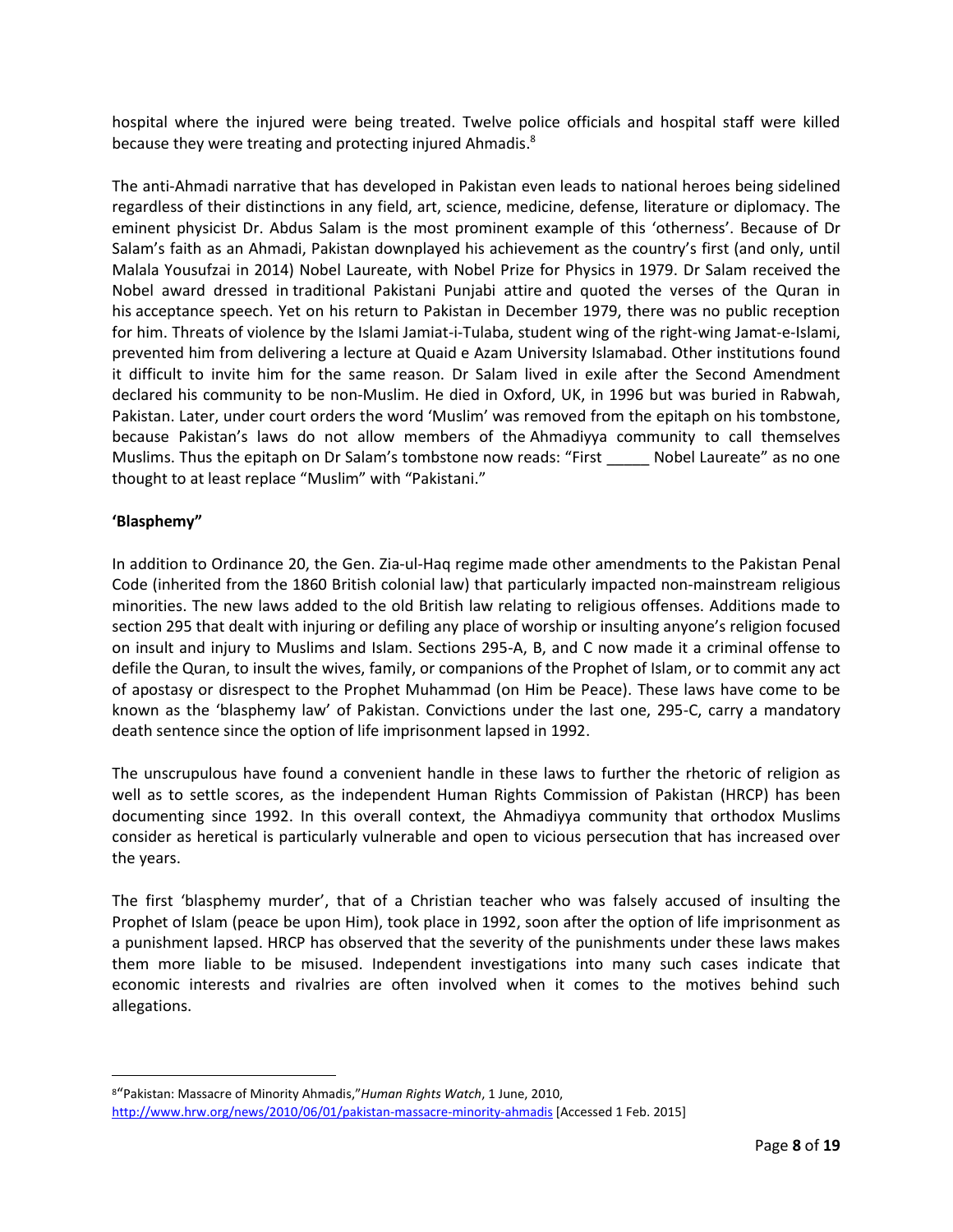hospital where the injured were being treated. Twelve police officials and hospital staff were killed because they were treating and protecting injured Ahmadis.[8]

The anti-Ahmadi narrative that has developed in Pakistan even leads to national heroes being sidelined regardless of their distinctions in any field, art, science, medicine, defense, literature or diplomacy. The eminent physicist Dr. Abdus Salam is the most prominent example of this 'otherness'. Because of Dr Salam's faith as an Ahmadi, Pakistan downplayed his achievement as the country's first (and only, until Malala Yousufzai in 2014) Nobel Laureate, with Nobel Prize for Physics in 1979. Dr Salam received the Nobel award dressed in traditional Pakistani Punjabi attire and quoted the verses of the Quran in his acceptance speech. Yet on his return to Pakistan in December 1979, there was no public reception for him. Threats of violence by the Islami Jamiat-i-Tulaba, student wing of the right-wing Jamat-e-Islami, prevented him from delivering a lecture at Quaid e Azam University Islamabad. Other institutions found it difficult to invite him for the same reason. Dr Salam lived in exile after the Second Amendment declared his community to be non-Muslim. He died in Oxford, UK, in 1996 but was buried in Rabwah, Pakistan. Later, under court orders the word 'Muslim' was removed from the epitaph on his tombstone, because Pakistan's laws do not allow members of the Ahmadiyya community to call themselves Muslims. Thus the epitaph on Dr Salam's tombstone now reads: "First _____ Nobel Laureate" as no one thought to at least replace "Muslim" with "Pakistani."

**'Blasphemy"**

In addition to Ordinance 20, the Gen. Zia-ul-Haq regime made other amendments to the Pakistan Penal Code (inherited from the 1860 British colonial law) that particularly impacted non-mainstream religious minorities. The new laws added to the old British law relating to religious offenses. Additions made to section 295 that dealt with injuring or defiling any place of worship or insulting anyone's religion focused on insult and injury to Muslims and Islam. Sections 295-A, B, and C now made it a criminal offense to defile the Quran, to insult the wives, family, or companions of the Prophet of Islam, or to commit any act of apostasy or disrespect to the Prophet Muhammad (on Him be Peace). These laws have come to be known as the 'blasphemy law' of Pakistan. Convictions under the last one, 295-C, carry a mandatory death sentence since the option of life imprisonment lapsed in 1992.

The unscrupulous have found a convenient handle in these laws to further the rhetoric of religion as well as to settle scores, as the independent Human Rights Commission of Pakistan (HRCP) has been documenting since 1992. In this overall context, the Ahmadiyya community that orthodox Muslims consider as heretical is particularly vulnerable and open to vicious persecution that has increased over the years.

The first 'blasphemy murder', that of a Christian teacher who was falsely accused of insulting the Prophet of Islam (peace be upon Him), took place in 1992, soon after the option of life imprisonment as a punishment lapsed. HRCP has observed that the severity of the punishments under these laws makes them more liable to be misused. Independent investigations into many such cases indicate that economic interests and rivalries are often involved when it comes to the motives behind such allegations.

---

[8] "Pakistan: Massacre of Minority Ahmadis," *Human Rights Watch*, 1 June, 2010, http://www.hrw.org/news/2010/06/01/pakistan-massacre-minority-ahmadis [Accessed 1 Feb. 2015]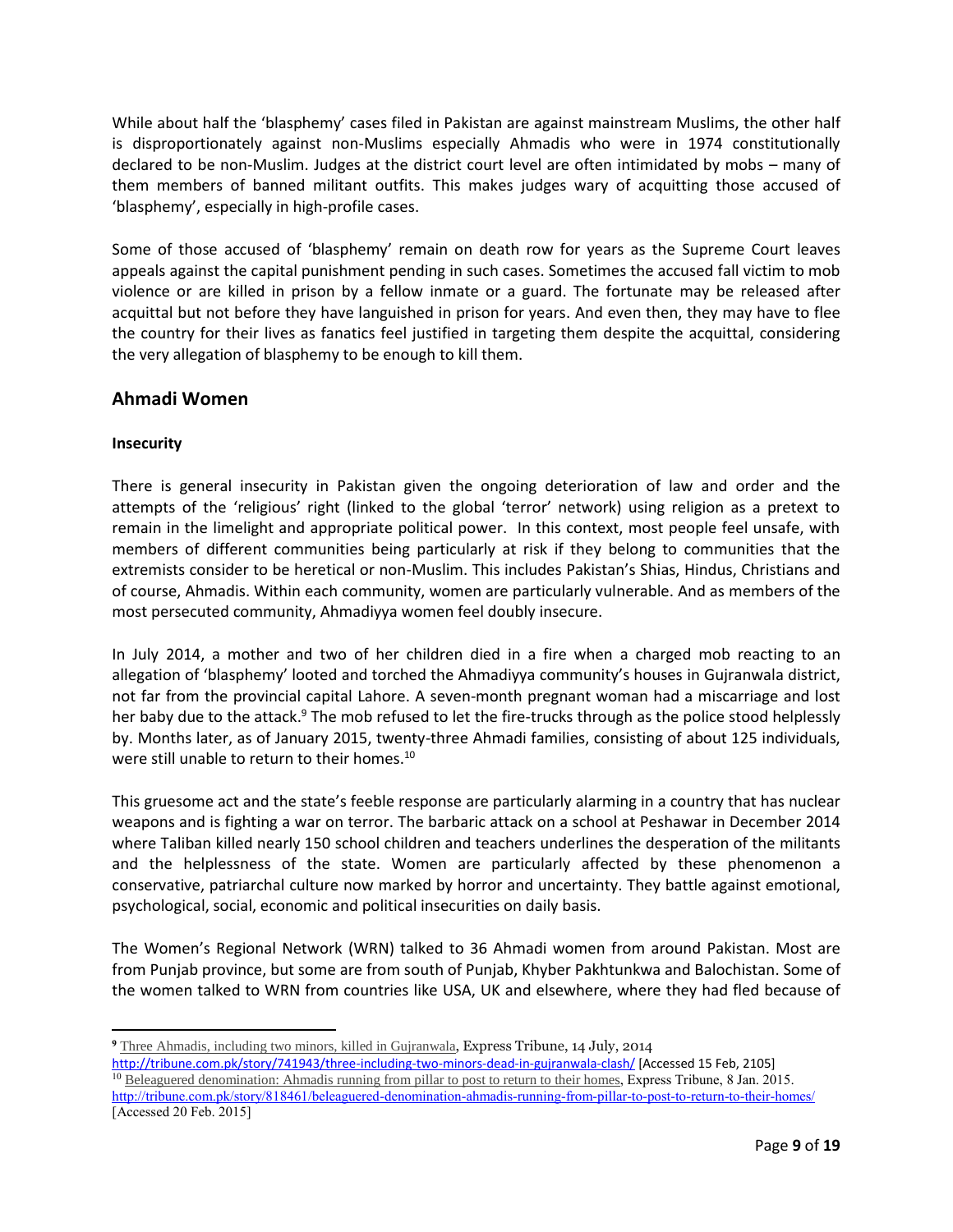While about half the 'blasphemy' cases filed in Pakistan are against mainstream Muslims, the other half is disproportionately against non-Muslims especially Ahmadis who were in 1974 constitutionally declared to be non-Muslim. Judges at the district court level are often intimidated by mobs – many of them members of banned militant outfits. This makes judges wary of acquitting those accused of 'blasphemy', especially in high-profile cases.

Some of those accused of 'blasphemy' remain on death row for years as the Supreme Court leaves appeals against the capital punishment pending in such cases. Sometimes the accused fall victim to mob violence or are killed in prison by a fellow inmate or a guard. The fortunate may be released after acquittal but not before they have languished in prison for years. And even then, they may have to flee the country for their lives as fanatics feel justified in targeting them despite the acquittal, considering the very allegation of blasphemy to be enough to kill them.

## Ahmadi Women

**Insecurity**

There is general insecurity in Pakistan given the ongoing deterioration of law and order and the attempts of the 'religious' right (linked to the global 'terror' network) using religion as a pretext to remain in the limelight and appropriate political power. In this context, most people feel unsafe, with members of different communities being particularly at risk if they belong to communities that the extremists consider to be heretical or non-Muslim. This includes Pakistan's Shias, Hindus, Christians and of course, Ahmadis. Within each community, women are particularly vulnerable. And as members of the most persecuted community, Ahmadiyya women feel doubly insecure.

In July 2014, a mother and two of her children died in a fire when a charged mob reacting to an allegation of 'blasphemy' looted and torched the Ahmadiyya community's houses in Gujranwala district, not far from the provincial capital Lahore. A seven-month pregnant woman had a miscarriage and lost her baby due to the attack.[9] The mob refused to let the fire-trucks through as the police stood helplessly by. Months later, as of January 2015, twenty-three Ahmadi families, consisting of about 125 individuals, were still unable to return to their homes.[10]

This gruesome act and the state's feeble response are particularly alarming in a country that has nuclear weapons and is fighting a war on terror. The barbaric attack on a school at Peshawar in December 2014 where Taliban killed nearly 150 school children and teachers underlines the desperation of the militants and the helplessness of the state. Women are particularly affected by these phenomenon a conservative, patriarchal culture now marked by horror and uncertainty. They battle against emotional, psychological, social, economic and political insecurities on daily basis.

The Women's Regional Network (WRN) talked to 36 Ahmadi women from around Pakistan. Most are from Punjab province, but some are from south of Punjab, Khyber Pakhtunkwa and Balochistan. Some of the women talked to WRN from countries like USA, UK and elsewhere, where they had fled because of

---

[9] Three Ahmadis, including two minors, killed in Gujranwala, Express Tribune, 14 July, 2014 http://tribune.com.pk/story/741943/three-including-two-minors-dead-in-gujranwala-clash/ [Accessed 15 Feb, 2105]

[10] Beleaguered denomination: Ahmadis running from pillar to post to return to their homes, Express Tribune, 8 Jan. 2015. http://tribune.com.pk/story/818461/beleaguered-denomination-ahmadis-running-from-pillar-to-post-to-return-to-their-homes/ [Accessed 20 Feb. 2015]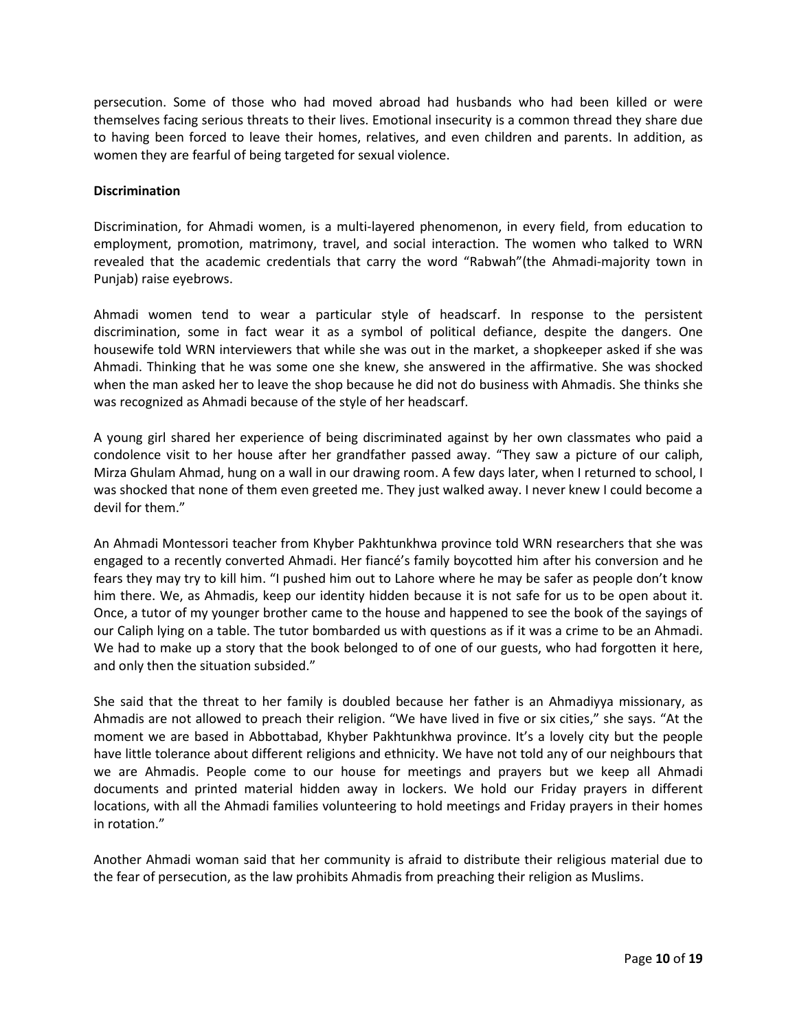persecution. Some of those who had moved abroad had husbands who had been killed or were themselves facing serious threats to their lives. Emotional insecurity is a common thread they share due to having been forced to leave their homes, relatives, and even children and parents. In addition, as women they are fearful of being targeted for sexual violence.

**Discrimination**

Discrimination, for Ahmadi women, is a multi-layered phenomenon, in every field, from education to employment, promotion, matrimony, travel, and social interaction. The women who talked to WRN revealed that the academic credentials that carry the word "Rabwah"(the Ahmadi-majority town in Punjab) raise eyebrows.

Ahmadi women tend to wear a particular style of headscarf. In response to the persistent discrimination, some in fact wear it as a symbol of political defiance, despite the dangers. One housewife told WRN interviewers that while she was out in the market, a shopkeeper asked if she was Ahmadi. Thinking that he was some one she knew, she answered in the affirmative. She was shocked when the man asked her to leave the shop because he did not do business with Ahmadis. She thinks she was recognized as Ahmadi because of the style of her headscarf.

A young girl shared her experience of being discriminated against by her own classmates who paid a condolence visit to her house after her grandfather passed away. "They saw a picture of our caliph, Mirza Ghulam Ahmad, hung on a wall in our drawing room. A few days later, when I returned to school, I was shocked that none of them even greeted me. They just walked away. I never knew I could become a devil for them."

An Ahmadi Montessori teacher from Khyber Pakhtunkhwa province told WRN researchers that she was engaged to a recently converted Ahmadi. Her fiancé's family boycotted him after his conversion and he fears they may try to kill him. "I pushed him out to Lahore where he may be safer as people don't know him there. We, as Ahmadis, keep our identity hidden because it is not safe for us to be open about it. Once, a tutor of my younger brother came to the house and happened to see the book of the sayings of our Caliph lying on a table. The tutor bombarded us with questions as if it was a crime to be an Ahmadi. We had to make up a story that the book belonged to of one of our guests, who had forgotten it here, and only then the situation subsided."

She said that the threat to her family is doubled because her father is an Ahmadiyya missionary, as Ahmadis are not allowed to preach their religion. "We have lived in five or six cities," she says. "At the moment we are based in Abbottabad, Khyber Pakhtunkhwa province. It's a lovely city but the people have little tolerance about different religions and ethnicity. We have not told any of our neighbours that we are Ahmadis. People come to our house for meetings and prayers but we keep all Ahmadi documents and printed material hidden away in lockers. We hold our Friday prayers in different locations, with all the Ahmadi families volunteering to hold meetings and Friday prayers in their homes in rotation."

Another Ahmadi woman said that her community is afraid to distribute their religious material due to the fear of persecution, as the law prohibits Ahmadis from preaching their religion as Muslims.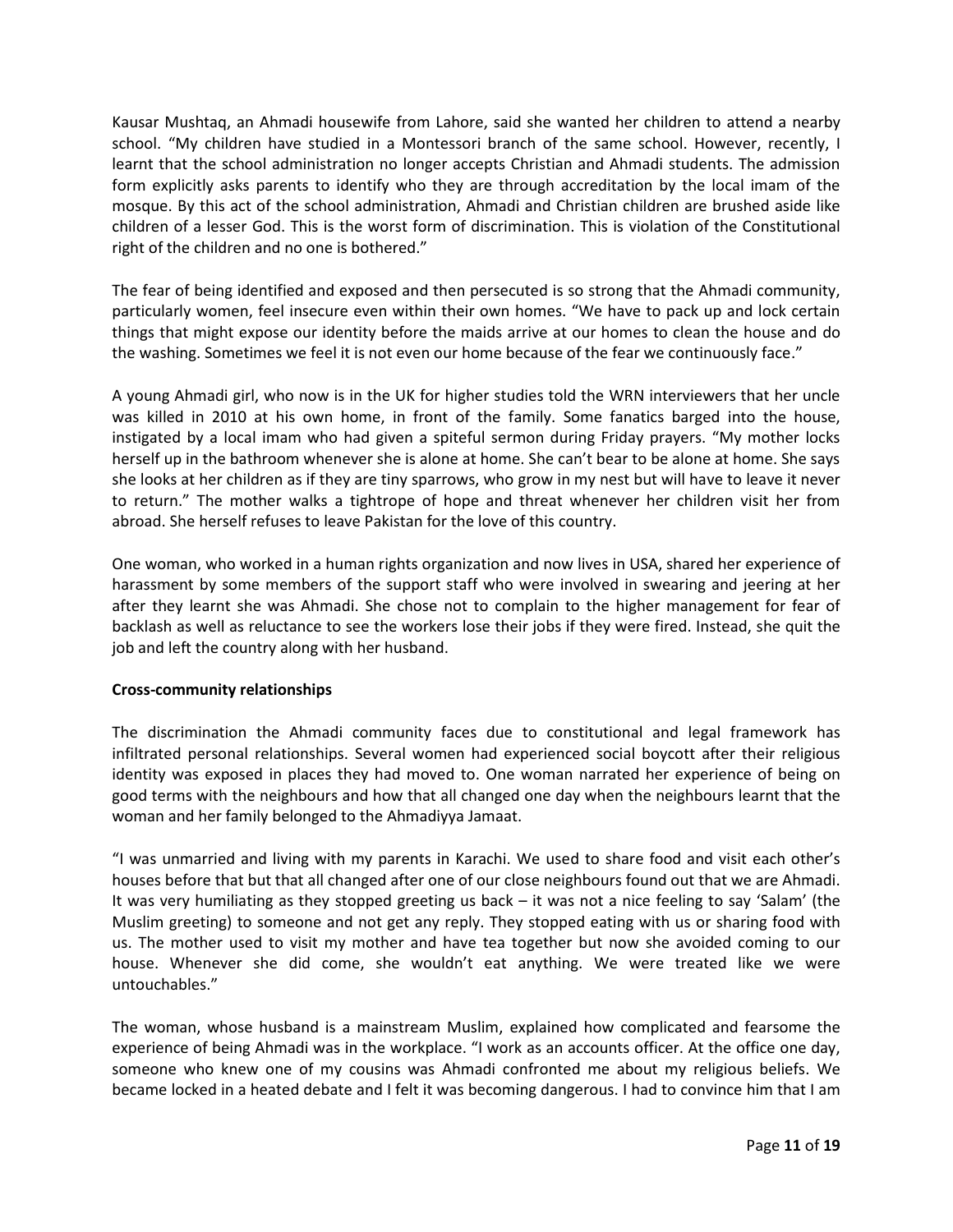Kausar Mushtaq, an Ahmadi housewife from Lahore, said she wanted her children to attend a nearby school. "My children have studied in a Montessori branch of the same school. However, recently, I learnt that the school administration no longer accepts Christian and Ahmadi students. The admission form explicitly asks parents to identify who they are through accreditation by the local imam of the mosque. By this act of the school administration, Ahmadi and Christian children are brushed aside like children of a lesser God. This is the worst form of discrimination. This is violation of the Constitutional right of the children and no one is bothered."

The fear of being identified and exposed and then persecuted is so strong that the Ahmadi community, particularly women, feel insecure even within their own homes. "We have to pack up and lock certain things that might expose our identity before the maids arrive at our homes to clean the house and do the washing. Sometimes we feel it is not even our home because of the fear we continuously face."

A young Ahmadi girl, who now is in the UK for higher studies told the WRN interviewers that her uncle was killed in 2010 at his own home, in front of the family. Some fanatics barged into the house, instigated by a local imam who had given a spiteful sermon during Friday prayers. "My mother locks herself up in the bathroom whenever she is alone at home. She can't bear to be alone at home. She says she looks at her children as if they are tiny sparrows, who grow in my nest but will have to leave it never to return." The mother walks a tightrope of hope and threat whenever her children visit her from abroad. She herself refuses to leave Pakistan for the love of this country.

One woman, who worked in a human rights organization and now lives in USA, shared her experience of harassment by some members of the support staff who were involved in swearing and jeering at her after they learnt she was Ahmadi. She chose not to complain to the higher management for fear of backlash as well as reluctance to see the workers lose their jobs if they were fired. Instead, she quit the job and left the country along with her husband.

**Cross-community relationships**

The discrimination the Ahmadi community faces due to constitutional and legal framework has infiltrated personal relationships. Several women had experienced social boycott after their religious identity was exposed in places they had moved to. One woman narrated her experience of being on good terms with the neighbours and how that all changed one day when the neighbours learnt that the woman and her family belonged to the Ahmadiyya Jamaat.

"I was unmarried and living with my parents in Karachi. We used to share food and visit each other's houses before that but that all changed after one of our close neighbours found out that we are Ahmadi. It was very humiliating as they stopped greeting us back – it was not a nice feeling to say 'Salam' (the Muslim greeting) to someone and not get any reply. They stopped eating with us or sharing food with us. The mother used to visit my mother and have tea together but now she avoided coming to our house. Whenever she did come, she wouldn't eat anything. We were treated like we were untouchables."

The woman, whose husband is a mainstream Muslim, explained how complicated and fearsome the experience of being Ahmadi was in the workplace. "I work as an accounts officer. At the office one day, someone who knew one of my cousins was Ahmadi confronted me about my religious beliefs. We became locked in a heated debate and I felt it was becoming dangerous. I had to convince him that I am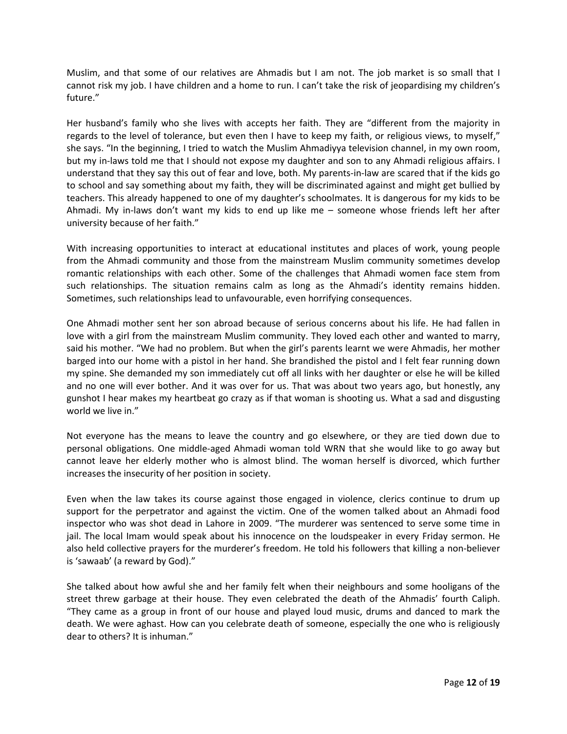Muslim, and that some of our relatives are Ahmadis but I am not. The job market is so small that I cannot risk my job. I have children and a home to run. I can't take the risk of jeopardising my children's future."

Her husband's family who she lives with accepts her faith. They are "different from the majority in regards to the level of tolerance, but even then I have to keep my faith, or religious views, to myself," she says. "In the beginning, I tried to watch the Muslim Ahmadiyya television channel, in my own room, but my in-laws told me that I should not expose my daughter and son to any Ahmadi religious affairs. I understand that they say this out of fear and love, both. My parents-in-law are scared that if the kids go to school and say something about my faith, they will be discriminated against and might get bullied by teachers. This already happened to one of my daughter's schoolmates. It is dangerous for my kids to be Ahmadi. My in-laws don't want my kids to end up like me – someone whose friends left her after university because of her faith."

With increasing opportunities to interact at educational institutes and places of work, young people from the Ahmadi community and those from the mainstream Muslim community sometimes develop romantic relationships with each other. Some of the challenges that Ahmadi women face stem from such relationships. The situation remains calm as long as the Ahmadi's identity remains hidden. Sometimes, such relationships lead to unfavourable, even horrifying consequences.

One Ahmadi mother sent her son abroad because of serious concerns about his life. He had fallen in love with a girl from the mainstream Muslim community. They loved each other and wanted to marry, said his mother. "We had no problem. But when the girl's parents learnt we were Ahmadis, her mother barged into our home with a pistol in her hand. She brandished the pistol and I felt fear running down my spine. She demanded my son immediately cut off all links with her daughter or else he will be killed and no one will ever bother. And it was over for us. That was about two years ago, but honestly, any gunshot I hear makes my heartbeat go crazy as if that woman is shooting us. What a sad and disgusting world we live in."

Not everyone has the means to leave the country and go elsewhere, or they are tied down due to personal obligations. One middle-aged Ahmadi woman told WRN that she would like to go away but cannot leave her elderly mother who is almost blind. The woman herself is divorced, which further increases the insecurity of her position in society.

Even when the law takes its course against those engaged in violence, clerics continue to drum up support for the perpetrator and against the victim. One of the women talked about an Ahmadi food inspector who was shot dead in Lahore in 2009. "The murderer was sentenced to serve some time in jail. The local Imam would speak about his innocence on the loudspeaker in every Friday sermon. He also held collective prayers for the murderer's freedom. He told his followers that killing a non-believer is 'sawaab' (a reward by God)."

She talked about how awful she and her family felt when their neighbours and some hooligans of the street threw garbage at their house. They even celebrated the death of the Ahmadis' fourth Caliph. "They came as a group in front of our house and played loud music, drums and danced to mark the death. We were aghast. How can you celebrate death of someone, especially the one who is religiously dear to others? It is inhuman."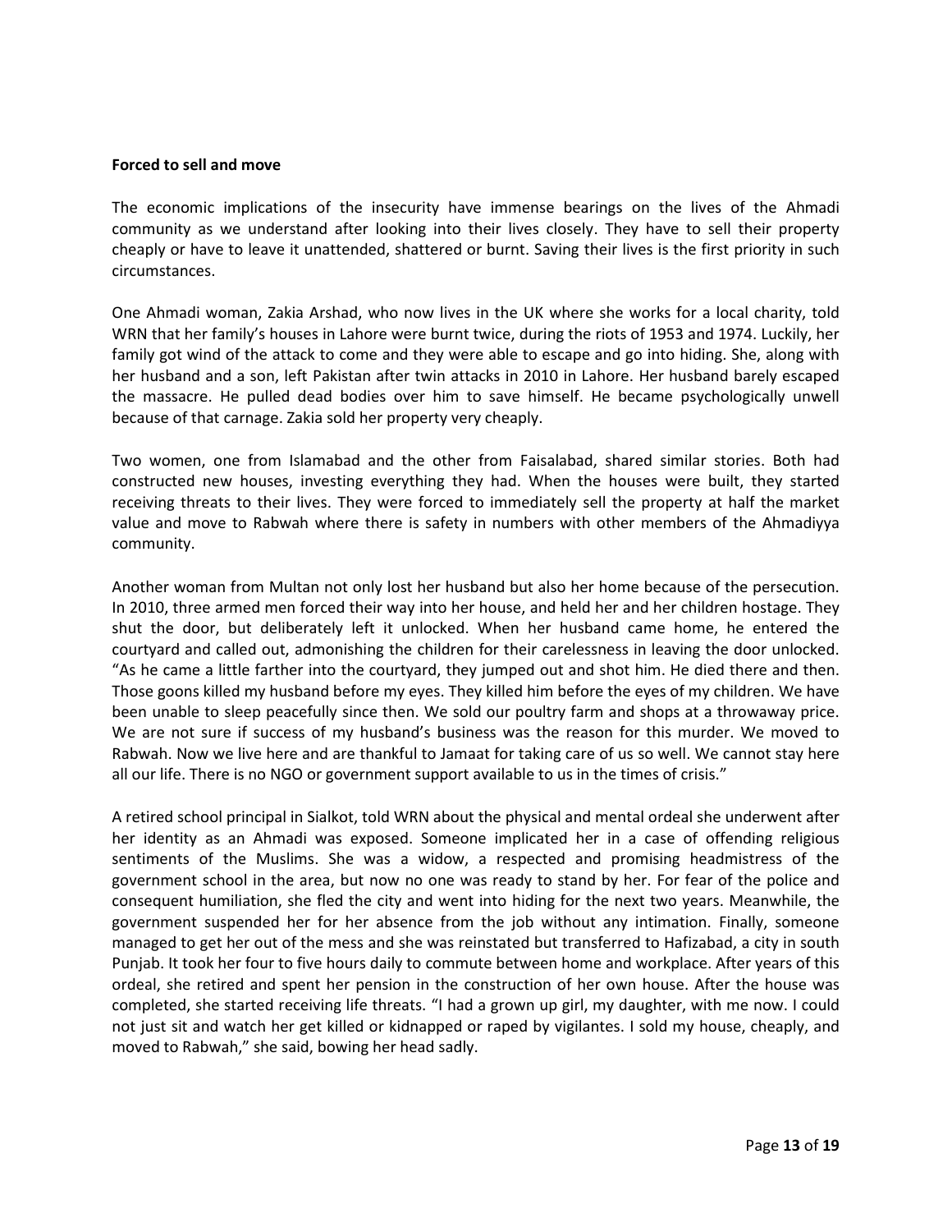**Forced to sell and move**

The economic implications of the insecurity have immense bearings on the lives of the Ahmadi community as we understand after looking into their lives closely. They have to sell their property cheaply or have to leave it unattended, shattered or burnt. Saving their lives is the first priority in such circumstances.

One Ahmadi woman, Zakia Arshad, who now lives in the UK where she works for a local charity, told WRN that her family's houses in Lahore were burnt twice, during the riots of 1953 and 1974. Luckily, her family got wind of the attack to come and they were able to escape and go into hiding. She, along with her husband and a son, left Pakistan after twin attacks in 2010 in Lahore. Her husband barely escaped the massacre. He pulled dead bodies over him to save himself. He became psychologically unwell because of that carnage. Zakia sold her property very cheaply.

Two women, one from Islamabad and the other from Faisalabad, shared similar stories. Both had constructed new houses, investing everything they had. When the houses were built, they started receiving threats to their lives. They were forced to immediately sell the property at half the market value and move to Rabwah where there is safety in numbers with other members of the Ahmadiyya community.

Another woman from Multan not only lost her husband but also her home because of the persecution. In 2010, three armed men forced their way into her house, and held her and her children hostage. They shut the door, but deliberately left it unlocked. When her husband came home, he entered the courtyard and called out, admonishing the children for their carelessness in leaving the door unlocked. "As he came a little farther into the courtyard, they jumped out and shot him. He died there and then. Those goons killed my husband before my eyes. They killed him before the eyes of my children. We have been unable to sleep peacefully since then. We sold our poultry farm and shops at a throwaway price. We are not sure if success of my husband's business was the reason for this murder. We moved to Rabwah. Now we live here and are thankful to Jamaat for taking care of us so well. We cannot stay here all our life. There is no NGO or government support available to us in the times of crisis."

A retired school principal in Sialkot, told WRN about the physical and mental ordeal she underwent after her identity as an Ahmadi was exposed. Someone implicated her in a case of offending religious sentiments of the Muslims. She was a widow, a respected and promising headmistress of the government school in the area, but now no one was ready to stand by her. For fear of the police and consequent humiliation, she fled the city and went into hiding for the next two years. Meanwhile, the government suspended her for her absence from the job without any intimation. Finally, someone managed to get her out of the mess and she was reinstated but transferred to Hafizabad, a city in south Punjab. It took her four to five hours daily to commute between home and workplace. After years of this ordeal, she retired and spent her pension in the construction of her own house. After the house was completed, she started receiving life threats. "I had a grown up girl, my daughter, with me now. I could not just sit and watch her get killed or kidnapped or raped by vigilantes. I sold my house, cheaply, and moved to Rabwah," she said, bowing her head sadly.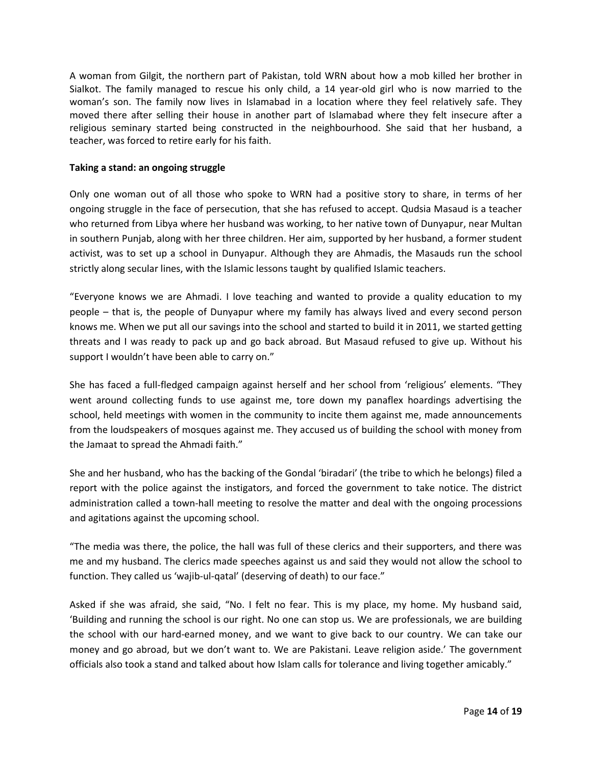A woman from Gilgit, the northern part of Pakistan, told WRN about how a mob killed her brother in Sialkot. The family managed to rescue his only child, a 14 year-old girl who is now married to the woman's son. The family now lives in Islamabad in a location where they feel relatively safe. They moved there after selling their house in another part of Islamabad where they felt insecure after a religious seminary started being constructed in the neighbourhood. She said that her husband, a teacher, was forced to retire early for his faith.

**Taking a stand: an ongoing struggle**

Only one woman out of all those who spoke to WRN had a positive story to share, in terms of her ongoing struggle in the face of persecution, that she has refused to accept. Qudsia Masaud is a teacher who returned from Libya where her husband was working, to her native town of Dunyapur, near Multan in southern Punjab, along with her three children. Her aim, supported by her husband, a former student activist, was to set up a school in Dunyapur. Although they are Ahmadis, the Masauds run the school strictly along secular lines, with the Islamic lessons taught by qualified Islamic teachers.

"Everyone knows we are Ahmadi. I love teaching and wanted to provide a quality education to my people – that is, the people of Dunyapur where my family has always lived and every second person knows me. When we put all our savings into the school and started to build it in 2011, we started getting threats and I was ready to pack up and go back abroad. But Masaud refused to give up. Without his support I wouldn't have been able to carry on."

She has faced a full-fledged campaign against herself and her school from 'religious' elements. "They went around collecting funds to use against me, tore down my panaflex hoardings advertising the school, held meetings with women in the community to incite them against me, made announcements from the loudspeakers of mosques against me. They accused us of building the school with money from the Jamaat to spread the Ahmadi faith."

She and her husband, who has the backing of the Gondal 'biradari' (the tribe to which he belongs) filed a report with the police against the instigators, and forced the government to take notice. The district administration called a town-hall meeting to resolve the matter and deal with the ongoing processions and agitations against the upcoming school.

"The media was there, the police, the hall was full of these clerics and their supporters, and there was me and my husband. The clerics made speeches against us and said they would not allow the school to function. They called us 'wajib-ul-qatal' (deserving of death) to our face."

Asked if she was afraid, she said, "No. I felt no fear. This is my place, my home. My husband said, 'Building and running the school is our right. No one can stop us. We are professionals, we are building the school with our hard-earned money, and we want to give back to our country. We can take our money and go abroad, but we don't want to. We are Pakistani. Leave religion aside.' The government officials also took a stand and talked about how Islam calls for tolerance and living together amicably."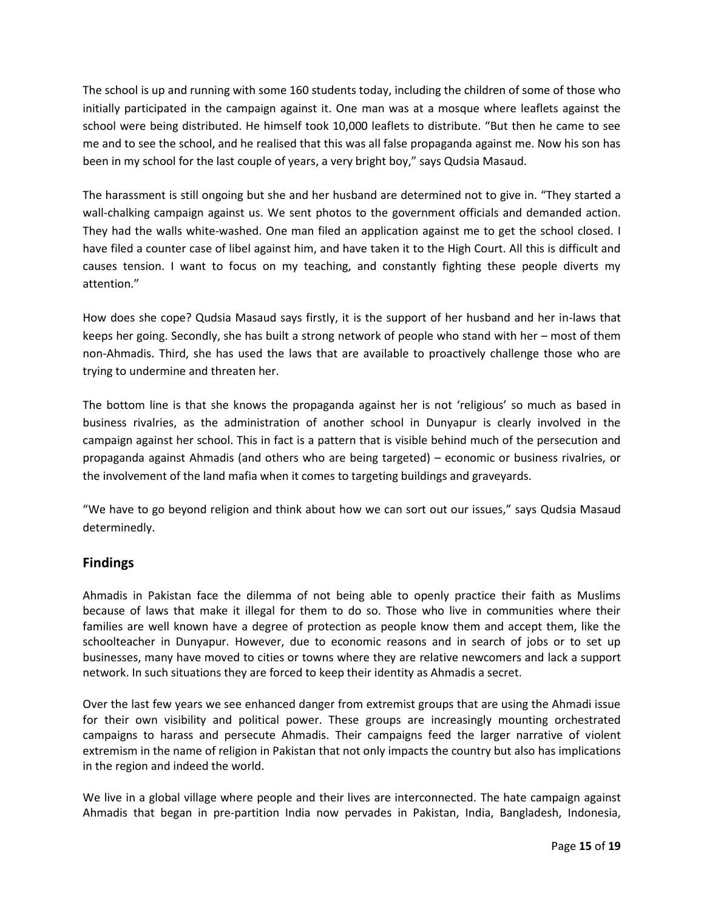The school is up and running with some 160 students today, including the children of some of those who initially participated in the campaign against it. One man was at a mosque where leaflets against the school were being distributed. He himself took 10,000 leaflets to distribute. "But then he came to see me and to see the school, and he realised that this was all false propaganda against me. Now his son has been in my school for the last couple of years, a very bright boy," says Qudsia Masaud.

The harassment is still ongoing but she and her husband are determined not to give in. "They started a wall-chalking campaign against us. We sent photos to the government officials and demanded action. They had the walls white-washed. One man filed an application against me to get the school closed. I have filed a counter case of libel against him, and have taken it to the High Court. All this is difficult and causes tension. I want to focus on my teaching, and constantly fighting these people diverts my attention."

How does she cope? Qudsia Masaud says firstly, it is the support of her husband and her in-laws that keeps her going. Secondly, she has built a strong network of people who stand with her – most of them non-Ahmadis. Third, she has used the laws that are available to proactively challenge those who are trying to undermine and threaten her.

The bottom line is that she knows the propaganda against her is not 'religious' so much as based in business rivalries, as the administration of another school in Dunyapur is clearly involved in the campaign against her school. This in fact is a pattern that is visible behind much of the persecution and propaganda against Ahmadis (and others who are being targeted) – economic or business rivalries, or the involvement of the land mafia when it comes to targeting buildings and graveyards.

"We have to go beyond religion and think about how we can sort out our issues," says Qudsia Masaud determinedly.

## Findings

Ahmadis in Pakistan face the dilemma of not being able to openly practice their faith as Muslims because of laws that make it illegal for them to do so. Those who live in communities where their families are well known have a degree of protection as people know them and accept them, like the schoolteacher in Dunyapur. However, due to economic reasons and in search of jobs or to set up businesses, many have moved to cities or towns where they are relative newcomers and lack a support network. In such situations they are forced to keep their identity as Ahmadis a secret.

Over the last few years we see enhanced danger from extremist groups that are using the Ahmadi issue for their own visibility and political power. These groups are increasingly mounting orchestrated campaigns to harass and persecute Ahmadis. Their campaigns feed the larger narrative of violent extremism in the name of religion in Pakistan that not only impacts the country but also has implications in the region and indeed the world.

We live in a global village where people and their lives are interconnected. The hate campaign against Ahmadis that began in pre-partition India now pervades in Pakistan, India, Bangladesh, Indonesia,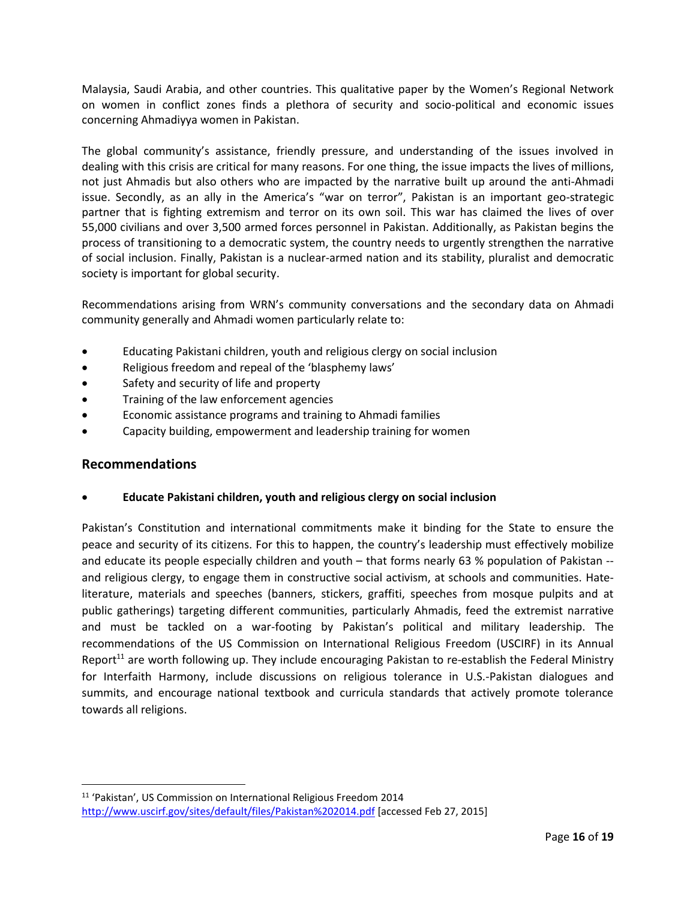Malaysia, Saudi Arabia, and other countries. This qualitative paper by the Women's Regional Network on women in conflict zones finds a plethora of security and socio-political and economic issues concerning Ahmadiyya women in Pakistan.

The global community's assistance, friendly pressure, and understanding of the issues involved in dealing with this crisis are critical for many reasons. For one thing, the issue impacts the lives of millions, not just Ahmadis but also others who are impacted by the narrative built up around the anti-Ahmadi issue. Secondly, as an ally in the America's "war on terror", Pakistan is an important geo-strategic partner that is fighting extremism and terror on its own soil. This war has claimed the lives of over 55,000 civilians and over 3,500 armed forces personnel in Pakistan. Additionally, as Pakistan begins the process of transitioning to a democratic system, the country needs to urgently strengthen the narrative of social inclusion. Finally, Pakistan is a nuclear-armed nation and its stability, pluralist and democratic society is important for global security.

Recommendations arising from WRN's community conversations and the secondary data on Ahmadi community generally and Ahmadi women particularly relate to:

- Educating Pakistani children, youth and religious clergy on social inclusion
- Religious freedom and repeal of the 'blasphemy laws'
- Safety and security of life and property
- Training of the law enforcement agencies
- Economic assistance programs and training to Ahmadi families
- Capacity building, empowerment and leadership training for women

## Recommendations

- **Educate Pakistani children, youth and religious clergy on social inclusion**

Pakistan's Constitution and international commitments make it binding for the State to ensure the peace and security of its citizens. For this to happen, the country's leadership must effectively mobilize and educate its people especially children and youth – that forms nearly 63 % population of Pakistan -- and religious clergy, to engage them in constructive social activism, at schools and communities. Hate-literature, materials and speeches (banners, stickers, graffiti, speeches from mosque pulpits and at public gatherings) targeting different communities, particularly Ahmadis, feed the extremist narrative and must be tackled on a war-footing by Pakistan's political and military leadership. The recommendations of the US Commission on International Religious Freedom (USCIRF) in its Annual Report[11] are worth following up. They include encouraging Pakistan to re-establish the Federal Ministry for Interfaith Harmony, include discussions on religious tolerance in U.S.-Pakistan dialogues and summits, and encourage national textbook and curricula standards that actively promote tolerance towards all religions.

---

[11] 'Pakistan', US Commission on International Religious Freedom 2014 http://www.uscirf.gov/sites/default/files/Pakistan%202014.pdf [accessed Feb 27, 2015]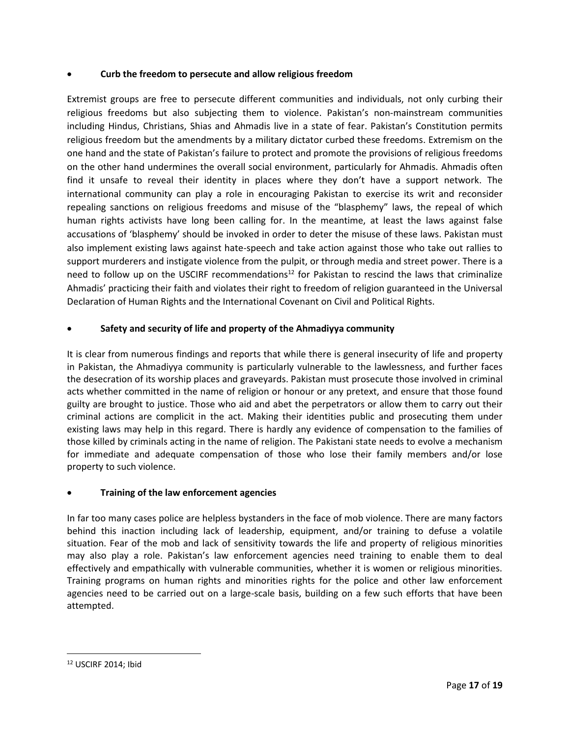- **Curb the freedom to persecute and allow religious freedom**

Extremist groups are free to persecute different communities and individuals, not only curbing their religious freedoms but also subjecting them to violence. Pakistan's non-mainstream communities including Hindus, Christians, Shias and Ahmadis live in a state of fear. Pakistan's Constitution permits religious freedom but the amendments by a military dictator curbed these freedoms. Extremism on the one hand and the state of Pakistan's failure to protect and promote the provisions of religious freedoms on the other hand undermines the overall social environment, particularly for Ahmadis. Ahmadis often find it unsafe to reveal their identity in places where they don't have a support network. The international community can play a role in encouraging Pakistan to exercise its writ and reconsider repealing sanctions on religious freedoms and misuse of the "blasphemy" laws, the repeal of which human rights activists have long been calling for. In the meantime, at least the laws against false accusations of 'blasphemy' should be invoked in order to deter the misuse of these laws. Pakistan must also implement existing laws against hate-speech and take action against those who take out rallies to support murderers and instigate violence from the pulpit, or through media and street power. There is a need to follow up on the USCIRF recommendations[12] for Pakistan to rescind the laws that criminalize Ahmadis' practicing their faith and violates their right to freedom of religion guaranteed in the Universal Declaration of Human Rights and the International Covenant on Civil and Political Rights.

- **Safety and security of life and property of the Ahmadiyya community**

It is clear from numerous findings and reports that while there is general insecurity of life and property in Pakistan, the Ahmadiyya community is particularly vulnerable to the lawlessness, and further faces the desecration of its worship places and graveyards. Pakistan must prosecute those involved in criminal acts whether committed in the name of religion or honour or any pretext, and ensure that those found guilty are brought to justice. Those who aid and abet the perpetrators or allow them to carry out their criminal actions are complicit in the act. Making their identities public and prosecuting them under existing laws may help in this regard. There is hardly any evidence of compensation to the families of those killed by criminals acting in the name of religion. The Pakistani state needs to evolve a mechanism for immediate and adequate compensation of those who lose their family members and/or lose property to such violence.

- **Training of the law enforcement agencies**

In far too many cases police are helpless bystanders in the face of mob violence. There are many factors behind this inaction including lack of leadership, equipment, and/or training to defuse a volatile situation. Fear of the mob and lack of sensitivity towards the life and property of religious minorities may also play a role. Pakistan's law enforcement agencies need training to enable them to deal effectively and empathically with vulnerable communities, whether it is women or religious minorities. Training programs on human rights and minorities rights for the police and other law enforcement agencies need to be carried out on a large-scale basis, building on a few such efforts that have been attempted.

---

[12] USCIRF 2014; Ibid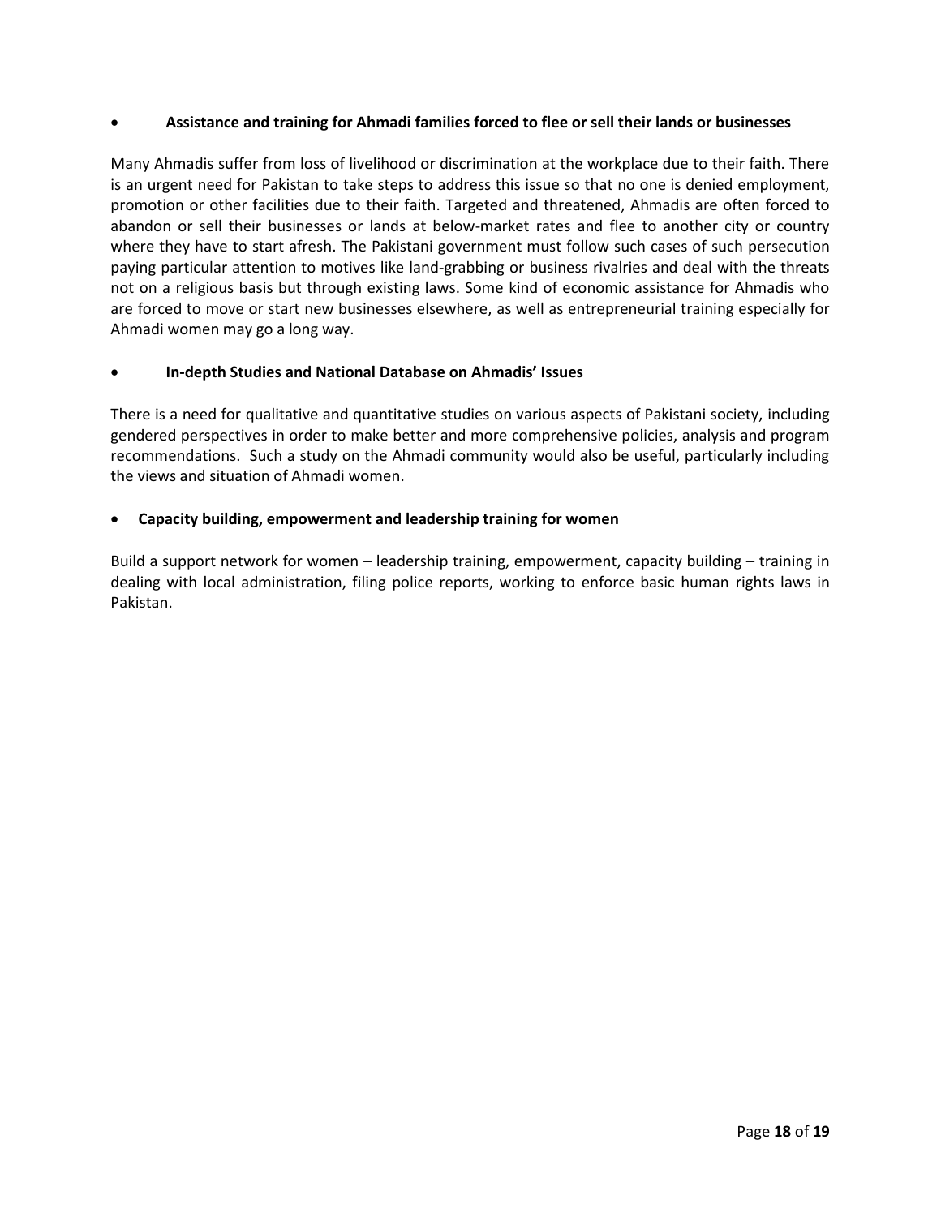- **Assistance and training for Ahmadi families forced to flee or sell their lands or businesses**

Many Ahmadis suffer from loss of livelihood or discrimination at the workplace due to their faith. There is an urgent need for Pakistan to take steps to address this issue so that no one is denied employment, promotion or other facilities due to their faith. Targeted and threatened, Ahmadis are often forced to abandon or sell their businesses or lands at below-market rates and flee to another city or country where they have to start afresh. The Pakistani government must follow such cases of such persecution paying particular attention to motives like land-grabbing or business rivalries and deal with the threats not on a religious basis but through existing laws. Some kind of economic assistance for Ahmadis who are forced to move or start new businesses elsewhere, as well as entrepreneurial training especially for Ahmadi women may go a long way.

- **In-depth Studies and National Database on Ahmadis' Issues**

There is a need for qualitative and quantitative studies on various aspects of Pakistani society, including gendered perspectives in order to make better and more comprehensive policies, analysis and program recommendations. Such a study on the Ahmadi community would also be useful, particularly including the views and situation of Ahmadi women.

- **Capacity building, empowerment and leadership training for women**

Build a support network for women – leadership training, empowerment, capacity building – training in dealing with local administration, filing police reports, working to enforce basic human rights laws in Pakistan.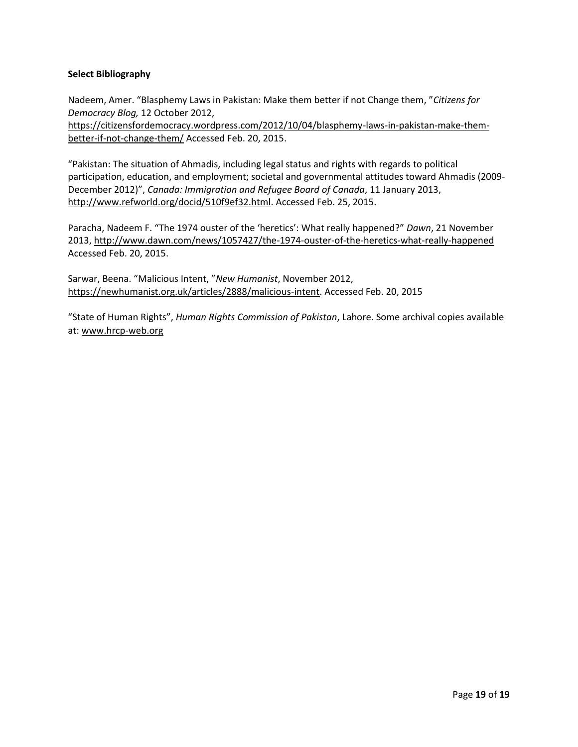**Select Bibliography**

Nadeem, Amer. "Blasphemy Laws in Pakistan: Make them better if not Change them, "*Citizens for Democracy Blog,* 12 October 2012, https://citizensfordemocracy.wordpress.com/2012/10/04/blasphemy-laws-in-pakistan-make-them-better-if-not-change-them/ Accessed Feb. 20, 2015.

"Pakistan: The situation of Ahmadis, including legal status and rights with regards to political participation, education, and employment; societal and governmental attitudes toward Ahmadis (2009-December 2012)", *Canada: Immigration and Refugee Board of Canada*, 11 January 2013, http://www.refworld.org/docid/510f9ef32.html. Accessed Feb. 25, 2015.

Paracha, Nadeem F. "The 1974 ouster of the 'heretics': What really happened?" *Dawn*, 21 November 2013, http://www.dawn.com/news/1057427/the-1974-ouster-of-the-heretics-what-really-happened Accessed Feb. 20, 2015.

Sarwar, Beena. "Malicious Intent, "*New Humanist*, November 2012, https://newhumanist.org.uk/articles/2888/malicious-intent. Accessed Feb. 20, 2015

"State of Human Rights", *Human Rights Commission of Pakistan*, Lahore. Some archival copies available at: www.hrcp-web.org